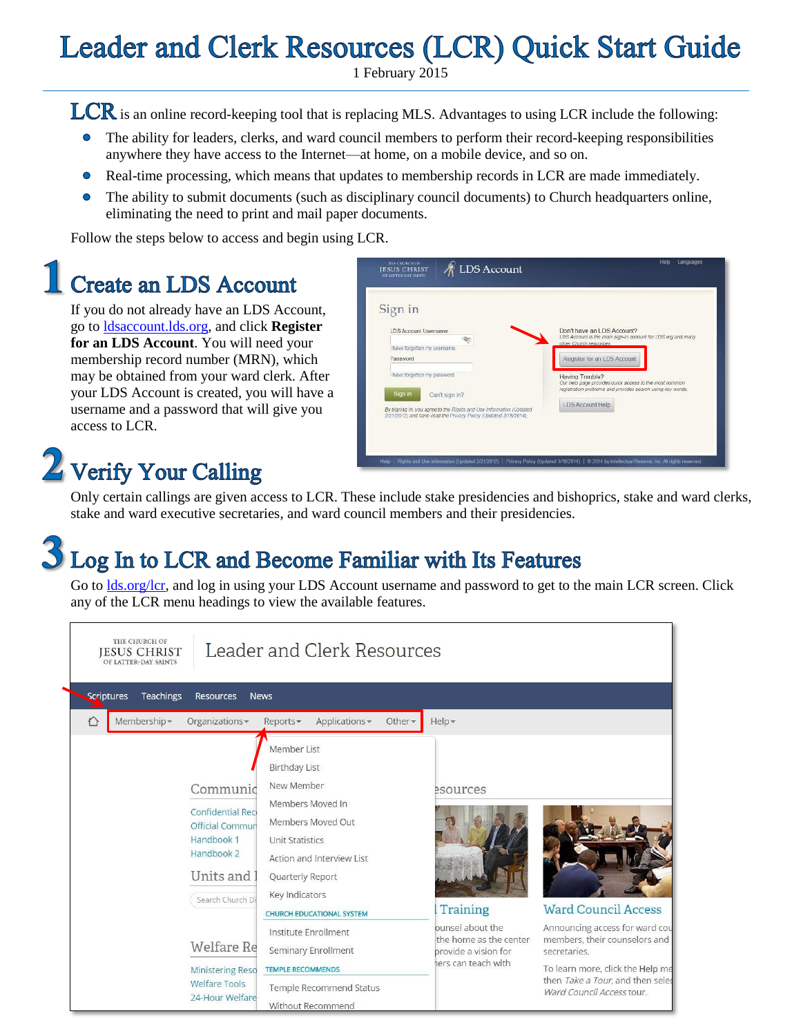# Leader and Clerk Resources (LCR) Quick Start Guide

1 February 2015

**LCR** is an online record-keeping tool that is replacing MLS. Advantages to using LCR include the following:

- The ability for leaders, clerks, and ward council members to perform their record-keeping responsibilities anywhere they have access to the Internet—at home, on a mobile device, and so on.
- Real-time processing, which means that updates to membership records in LCR are made immediately.
- The ability to submit documents (such as disciplinary council documents) to Church headquarters online, eliminating the need to print and mail paper documents.

Follow the steps below to access and begin using LCR.

## 1 Create an LDS Account

If you do not already have an LDS Account, go to ldsaccount.lds.org, and click **Register for an LDS Account**. You will need your membership record number (MRN), which may be obtained from your ward clerk. After your LDS Account is created, you will have a username and a password that will give you access to LCR.

## 2 Verify Your Calling

Only certain callings are given access to LCR. These include stake presidencies and bishoprics, stake and ward clerks, stake and ward executive secretaries, and ward council members and their presidencies.

## 3 Log In to LCR and Become Familiar with Its Features

Go to lds.org/lcr, and log in using your LDS Account username and password to get to the main LCR screen. Click any of the LCR menu headings to view the available features.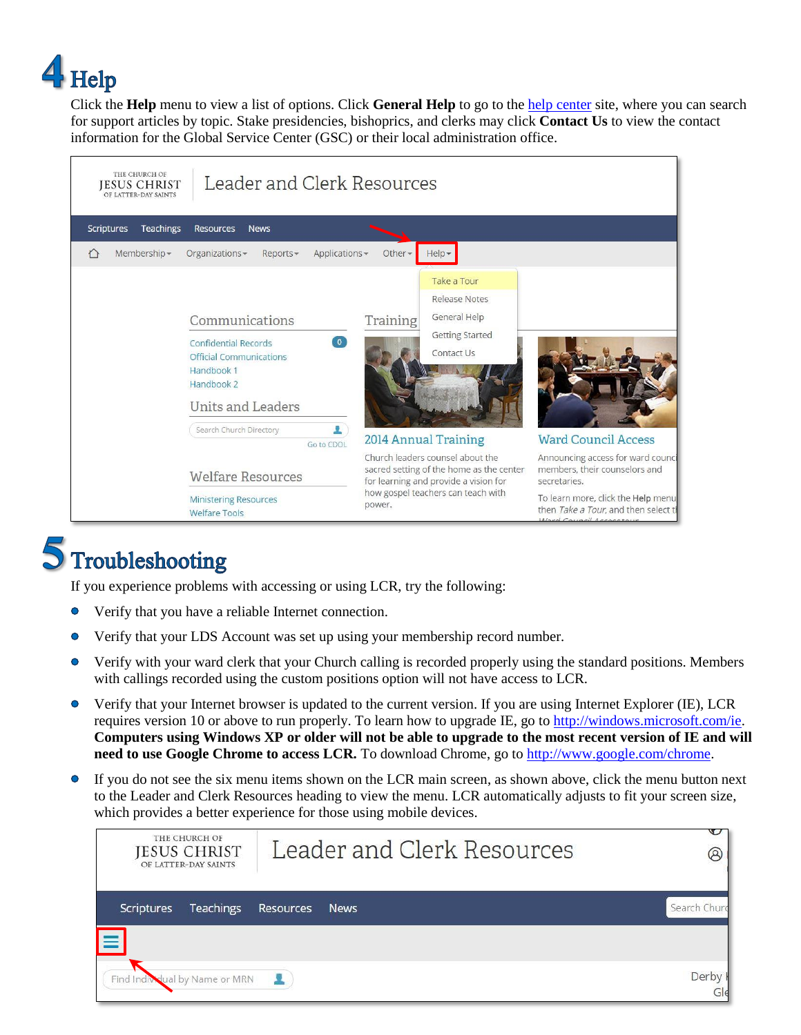# 4 Help

Click the **Help** menu to view a list of options. Click **General Help** to go to the help center site, where you can search for support articles by topic. Stake presidencies, bishoprics, and clerks may click **Contact Us** to view the contact information for the Global Service Center (GSC) or their local administration office.

# 5 Troubleshooting

If you experience problems with accessing or using LCR, try the following:

- Verify that you have a reliable Internet connection.
- Verify that your LDS Account was set up using your membership record number.
- Verify with your ward clerk that your Church calling is recorded properly using the standard positions. Members with callings recorded using the custom positions option will not have access to LCR.
- Verify that your Internet browser is updated to the current version. If you are using Internet Explorer (IE), LCR requires version 10 or above to run properly. To learn how to upgrade IE, go to http://windows.microsoft.com/ie. **Computers using Windows XP or older will not be able to upgrade to the most recent version of IE and will need to use Google Chrome to access LCR.** To download Chrome, go to http://www.google.com/chrome.
- If you do not see the six menu items shown on the LCR main screen, as shown above, click the menu button next to the Leader and Clerk Resources heading to view the menu. LCR automatically adjusts to fit your screen size, which provides a better experience for those using mobile devices.